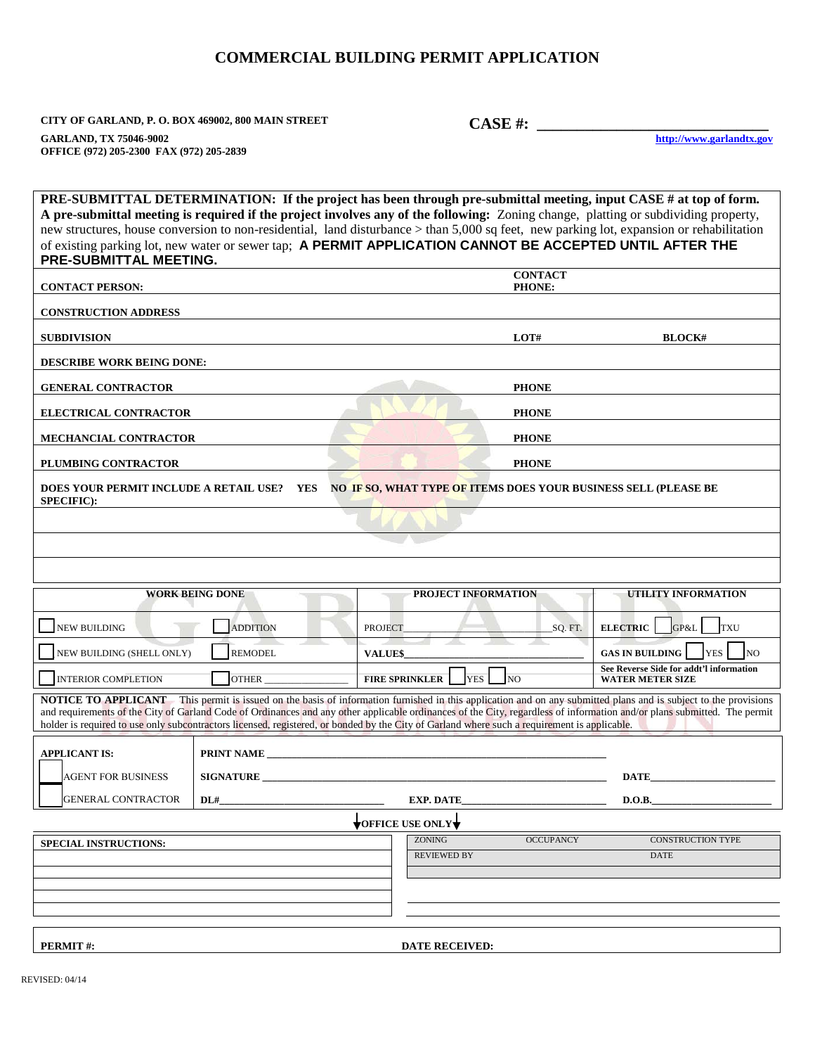# COMMERCIAL BUILDING PERMIT APPLICATION

**CITY OF GARLAND, P. O. BOX 469002, 800 MAIN STREET**
**GARLAND, TX 75046-9002**
**OFFICE (972) 205-2300 FAX (972) 205-2839**

**CASE #: ______________________________**

**http://www.garlandtx.gov**

**PRE-SUBMITTAL DETERMINATION: If the project has been through pre-submittal meeting, input CASE # at top of form. A pre-submittal meeting is required if the project involves any of the following:** Zoning change, platting or subdividing property, new structures, house conversion to non-residential, land disturbance > than 5,000 sq feet, new parking lot, expansion or rehabilitation of existing parking lot, new water or sewer tap; **A PERMIT APPLICATION CANNOT BE ACCEPTED UNTIL AFTER THE PRE-SUBMITTAL MEETING.**

| | | |
|---|---|---|
| **CONTACT PERSON:** | **CONTACT PHONE:** | |
| **CONSTRUCTION ADDRESS** | | |
| **SUBDIVISION** | **LOT#** | **BLOCK#** |
| **DESCRIBE WORK BEING DONE:** | | |
| **GENERAL CONTRACTOR** | **PHONE** | |
| **ELECTRICAL CONTRACTOR** | **PHONE** | |
| **MECHANCIAL CONTRACTOR** | **PHONE** | |
| **PLUMBING CONTRACTOR** | **PHONE** | |

**DOES YOUR PERMIT INCLUDE A RETAIL USE? YES NO IF SO, WHAT TYPE OF ITEMS DOES YOUR BUSINESS SELL (PLEASE BE SPECIFIC):**

| WORK BEING DONE | | PROJECT INFORMATION | UTILITY INFORMATION |
|---|---|---|---|
| ☐ NEW BUILDING | ☐ ADDITION | PROJECT ______________ SQ. FT. | **ELECTRIC** ☐ GP&L ☐ TXU |
| ☐ NEW BUILDING (SHELL ONLY) | ☐ REMODEL | **VALUE$** ______________ | **GAS IN BUILDING** ☐ YES ☐ NO |
| ☐ INTERIOR COMPLETION | ☐ OTHER ______________ | **FIRE SPRINKLER** ☐ YES ☐ NO | **See Reverse Side for addt'l information WATER METER SIZE** |

**NOTICE TO APPLICANT** This permit is issued on the basis of information furnished in this application and on any submitted plans and is subject to the provisions and requirements of the City of Garland Code of Ordinances and any other applicable ordinances of the City, regardless of information and/or plans submitted. The permit holder is required to use only subcontractors licensed, registered, or bonded by the City of Garland where such a requirement is applicable.

| | | | |
|---|---|---|---|
| **APPLICANT IS:** | **PRINT NAME** ______________ | | |
| ☐ AGENT FOR BUSINESS | **SIGNATURE** ______________ | | **DATE** ______________ |
| ☐ GENERAL CONTRACTOR | **DL#** ______________ | **EXP. DATE** ______________ | **D.O.B.** ______________ |

**OFFICE USE ONLY**

| **SPECIAL INSTRUCTIONS:** | ZONING | OCCUPANCY | CONSTRUCTION TYPE |
|---|---|---|---|
| | REVIEWED BY | | DATE |

**PERMIT #:** **DATE RECEIVED:**

REVISED: 04/14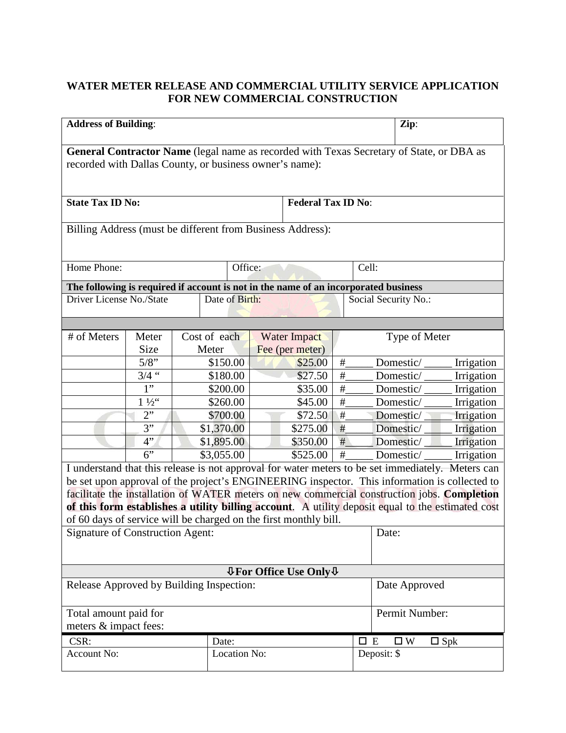## WATER METER RELEASE AND COMMERCIAL UTILITY SERVICE APPLICATION FOR NEW COMMERCIAL CONSTRUCTION

| | |
|---|---|
| **Address of Building**: | **Zip**: |

**General Contractor Name** (legal name as recorded with Texas Secretary of State, or DBA as recorded with Dallas County, or business owner's name):

| | |
|---|---|
| **State Tax ID No:** | **Federal Tax ID No**: |

Billing Address (must be different from Business Address):

| | | |
|---|---|---|
| Home Phone: | Office: | Cell: |

**The following is required if account is not in the name of an incorporated business**

| | | |
|---|---|---|
| Driver License No./State | Date of Birth: | Social Security No.: |

| # of Meters | Meter Size | Cost of each Meter | Water Impact Fee (per meter) | Type of Meter |
|---|---|---|---|---|
| | 5/8" | $150.00 | $25.00 | #_____ Domestic/ _____ Irrigation |
| | 3/4 " | $180.00 | $27.50 | #_____ Domestic/ _____ Irrigation |
| | 1" | $200.00 | $35.00 | #_____ Domestic/ _____ Irrigation |
| | 1 ½" | $260.00 | $45.00 | #_____ Domestic/ _____ Irrigation |
| | 2" | $700.00 | $72.50 | #_____ Domestic/ _____ Irrigation |
| | 3" | $1,370.00 | $275.00 | #_____ Domestic/ _____ Irrigation |
| | 4" | $1,895.00 | $350.00 | #_____ Domestic/ _____ Irrigation |
| | 6" | $3,055.00 | $525.00 | #_____ Domestic/ _____ Irrigation |

I understand that this release is not approval for water meters to be set immediately. Meters can be set upon approval of the project's ENGINEERING inspector. This information is collected to facilitate the installation of WATER meters on new commercial construction jobs. **Completion of this form establishes a utility billing account**. A utility deposit equal to the estimated cost of 60 days of service will be charged on the first monthly bill.

| | |
|---|---|
| Signature of Construction Agent: | Date: |

**⇩For Office Use Only⇩**

| | |
|---|---|
| Release Approved by Building Inspection: | Date Approved |
| Total amount paid for meters & impact fees: | Permit Number: |

| | | |
|---|---|---|
| CSR: | Date: | ☐ E ☐ W ☐ Spk |
| Account No: | Location No: | Deposit: $ |